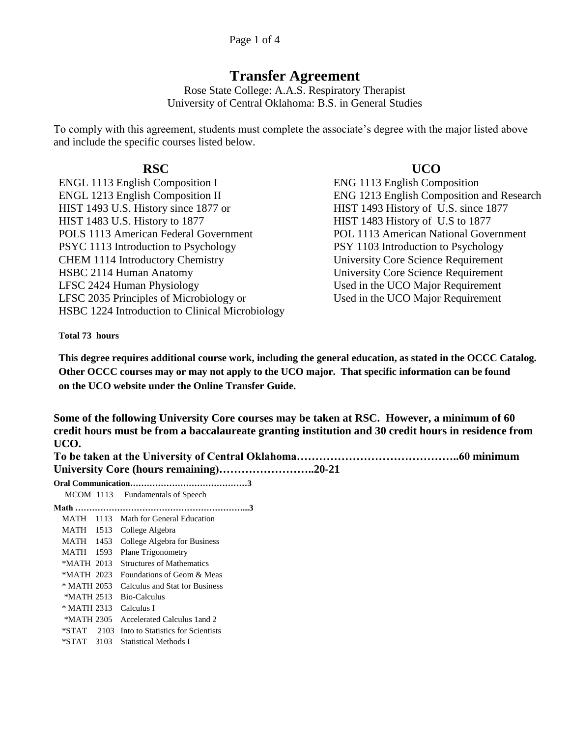# Transfer Agreement

Rose State College: A.A.S. Respiratory Therapist
University of Central Oklahoma: B.S. in General Studies

To comply with this agreement, students must complete the associate's degree with the major listed above and include the specific courses listed below.

| RSC | UCO |
|---|---|
| ENGL 1113 English Composition I | ENG 1113 English Composition |
| ENGL 1213 English Composition II | ENG 1213 English Composition and Research |
| HIST 1493 U.S. History since 1877 or | HIST 1493 History of U.S. since 1877 |
| HIST 1483 U.S. History to 1877 | HIST 1483 History of U.S to 1877 |
| POLS 1113 American Federal Government | POL 1113 American National Government |
| PSYC 1113 Introduction to Psychology | PSY 1103 Introduction to Psychology |
| CHEM 1114 Introductory Chemistry | University Core Science Requirement |
| HSBC 2114 Human Anatomy | University Core Science Requirement |
| LFSC 2424 Human Physiology | Used in the UCO Major Requirement |
| LFSC 2035 Principles of Microbiology or HSBC 1224 Introduction to Clinical Microbiology | Used in the UCO Major Requirement |

**Total 73 hours**

**This degree requires additional course work, including the general education, as stated in the OCCC Catalog. Other OCCC courses may or may not apply to the UCO major. That specific information can be found on the UCO website under the Online Transfer Guide.**

**Some of the following University Core courses may be taken at RSC. However, a minimum of 60 credit hours must be from a baccalaureate granting institution and 30 credit hours in residence from UCO.**

**To be taken at the University of Central Oklahoma……………………………………..60 minimum**

**University Core (hours remaining)……………………..20-21**

**Oral Communication……………………………………3**

MCOM 1113 Fundamentals of Speech

**Math ……………………………………………………...3**

MATH 1113 Math for General Education
MATH 1513 College Algebra
MATH 1453 College Algebra for Business
MATH 1593 Plane Trigonometry
*MATH 2013 Structures of Mathematics
*MATH 2023 Foundations of Geom & Meas
* MATH 2053 Calculus and Stat for Business
*MATH 2513 Bio-Calculus
* MATH 2313 Calculus I
*MATH 2305 Accelerated Calculus 1and 2
*STAT 2103 Into to Statistics for Scientists
*STAT 3103 Statistical Methods I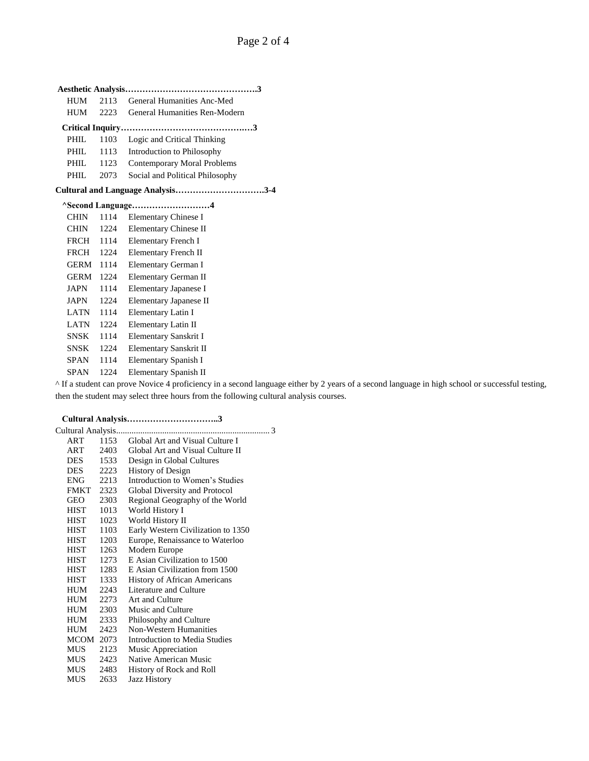**Aesthetic Analysis……………………………………….3**

| | | |
|---|---|---|
| HUM | 2113 | General Humanities Anc-Med |
| HUM | 2223 | General Humanities Ren-Modern |

**Critical Inquiry……………………………………….3**

| | | |
|---|---|---|
| PHIL | 1103 | Logic and Critical Thinking |
| PHIL | 1113 | Introduction to Philosophy |
| PHIL | 1123 | Contemporary Moral Problems |
| PHIL | 2073 | Social and Political Philosophy |

**Cultural and Language Analysis………………………….3-4**

**^Second Language………………………4**

| | | |
|---|---|---|
| CHIN | 1114 | Elementary Chinese I |
| CHIN | 1224 | Elementary Chinese II |
| FRCH | 1114 | Elementary French I |
| FRCH | 1224 | Elementary French II |
| GERM | 1114 | Elementary German I |
| GERM | 1224 | Elementary German II |
| JAPN | 1114 | Elementary Japanese I |
| JAPN | 1224 | Elementary Japanese II |
| LATN | 1114 | Elementary Latin I |
| LATN | 1224 | Elementary Latin II |
| SNSK | 1114 | Elementary Sanskrit I |
| SNSK | 1224 | Elementary Sanskrit II |
| SPAN | 1114 | Elementary Spanish I |
| SPAN | 1224 | Elementary Spanish II |

^ If a student can prove Novice 4 proficiency in a second language either by 2 years of a second language in high school or successful testing, then the student may select three hours from the following cultural analysis courses.

**Cultural Analysis…………………………..3**

Cultural Analysis....................................................................... 3

| | | |
|---|---|---|
| ART | 1153 | Global Art and Visual Culture I |
| ART | 2403 | Global Art and Visual Culture II |
| DES | 1533 | Design in Global Cultures |
| DES | 2223 | History of Design |
| ENG | 2213 | Introduction to Women's Studies |
| FMKT | 2323 | Global Diversity and Protocol |
| GEO | 2303 | Regional Geography of the World |
| HIST | 1013 | World History I |
| HIST | 1023 | World History II |
| HIST | 1103 | Early Western Civilization to 1350 |
| HIST | 1203 | Europe, Renaissance to Waterloo |
| HIST | 1263 | Modern Europe |
| HIST | 1273 | E Asian Civilization to 1500 |
| HIST | 1283 | E Asian Civilization from 1500 |
| HIST | 1333 | History of African Americans |
| HUM | 2243 | Literature and Culture |
| HUM | 2273 | Art and Culture |
| HUM | 2303 | Music and Culture |
| HUM | 2333 | Philosophy and Culture |
| HUM | 2423 | Non-Western Humanities |
| MCOM | 2073 | Introduction to Media Studies |
| MUS | 2123 | Music Appreciation |
| MUS | 2423 | Native American Music |
| MUS | 2483 | History of Rock and Roll |
| MUS | 2633 | Jazz History |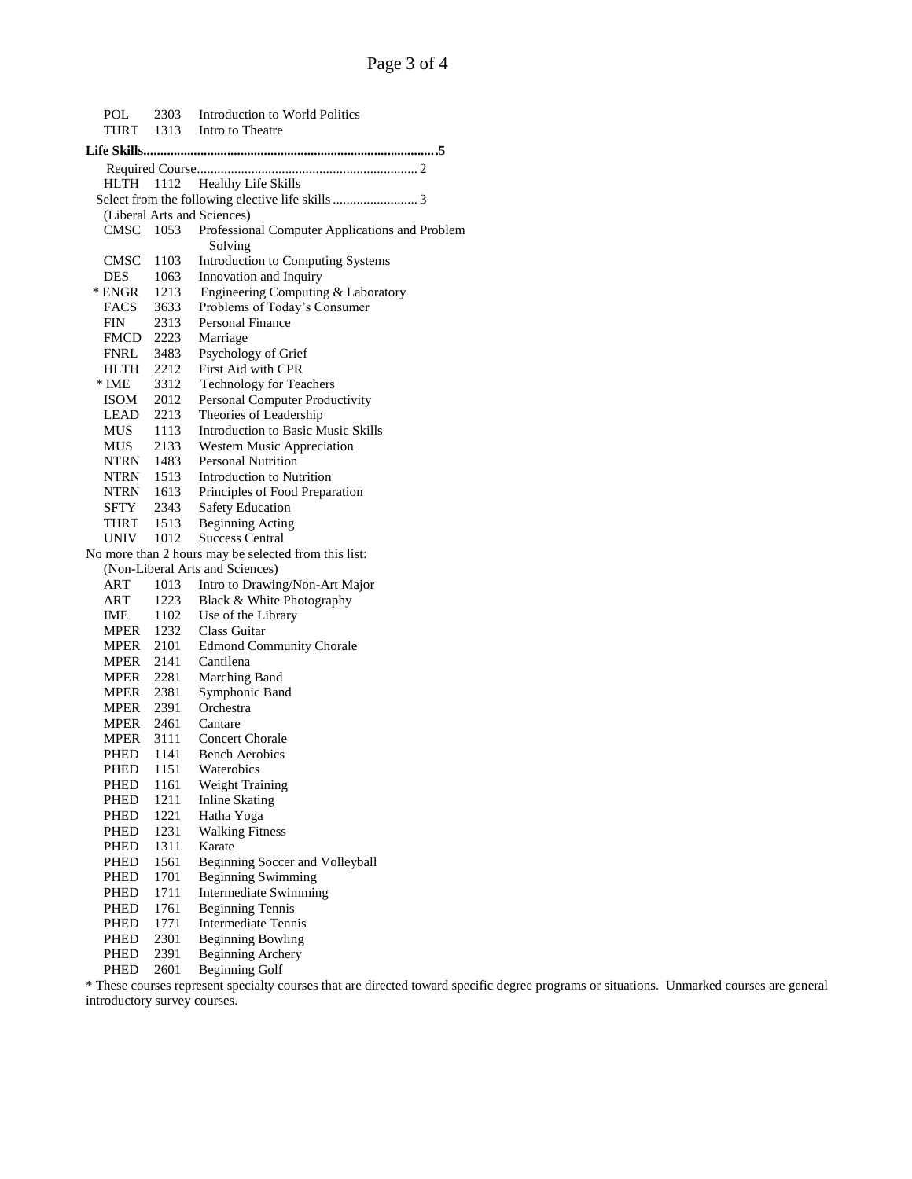POL 2303 Introduction to World Politics
THRT 1313 Intro to Theatre

**Life Skills........................................................................................5**

Required Course................................................................ 2

HLTH 1112 Healthy Life Skills

Select from the following elective life skills ......................... 3

(Liberal Arts and Sciences)

CMSC 1053 Professional Computer Applications and Problem Solving
CMSC 1103 Introduction to Computing Systems
DES 1063 Innovation and Inquiry
* ENGR 1213 Engineering Computing & Laboratory
FACS 3633 Problems of Today's Consumer
FIN 2313 Personal Finance
FMCD 2223 Marriage
FNRL 3483 Psychology of Grief
HLTH 2212 First Aid with CPR
* IME 3312 Technology for Teachers
ISOM 2012 Personal Computer Productivity
LEAD 2213 Theories of Leadership
MUS 1113 Introduction to Basic Music Skills
MUS 2133 Western Music Appreciation
NTRN 1483 Personal Nutrition
NTRN 1513 Introduction to Nutrition
NTRN 1613 Principles of Food Preparation
SFTY 2343 Safety Education
THRT 1513 Beginning Acting
UNIV 1012 Success Central

No more than 2 hours may be selected from this list:

(Non-Liberal Arts and Sciences)

ART 1013 Intro to Drawing/Non-Art Major
ART 1223 Black & White Photography
IME 1102 Use of the Library
MPER 1232 Class Guitar
MPER 2101 Edmond Community Chorale
MPER 2141 Cantilena
MPER 2281 Marching Band
MPER 2381 Symphonic Band
MPER 2391 Orchestra
MPER 2461 Cantare
MPER 3111 Concert Chorale
PHED 1141 Bench Aerobics
PHED 1151 Waterobics
PHED 1161 Weight Training
PHED 1211 Inline Skating
PHED 1221 Hatha Yoga
PHED 1231 Walking Fitness
PHED 1311 Karate
PHED 1561 Beginning Soccer and Volleyball
PHED 1701 Beginning Swimming
PHED 1711 Intermediate Swimming
PHED 1761 Beginning Tennis
PHED 1771 Intermediate Tennis
PHED 2301 Beginning Bowling
PHED 2391 Beginning Archery
PHED 2601 Beginning Golf

* These courses represent specialty courses that are directed toward specific degree programs or situations. Unmarked courses are general introductory survey courses.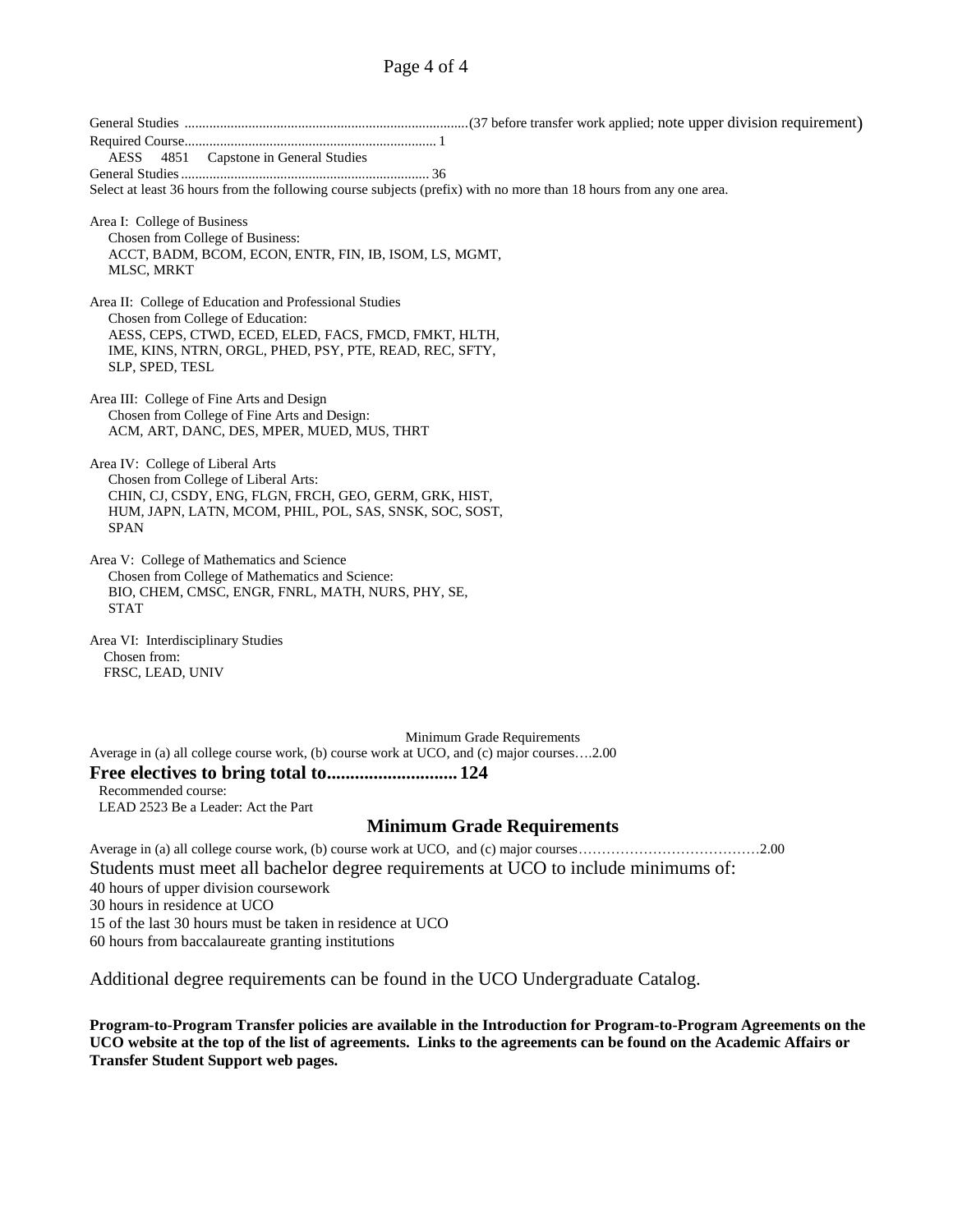General Studies ...............................................................................(37 before transfer work applied; note upper division requirement)

Required Course....................................................................... 1

AESS 4851 Capstone in General Studies

General Studies...................................................................... 36

Select at least 36 hours from the following course subjects (prefix) with no more than 18 hours from any one area.

Area I: College of Business
Chosen from College of Business:
ACCT, BADM, BCOM, ECON, ENTR, FIN, IB, ISOM, LS, MGMT, MLSC, MRKT

Area II: College of Education and Professional Studies
Chosen from College of Education:
AESS, CEPS, CTWD, ECED, ELED, FACS, FMCD, FMKT, HLTH, IME, KINS, NTRN, ORGL, PHED, PSY, PTE, READ, REC, SFTY, SLP, SPED, TESL

Area III: College of Fine Arts and Design
Chosen from College of Fine Arts and Design:
ACM, ART, DANC, DES, MPER, MUED, MUS, THRT

Area IV: College of Liberal Arts
Chosen from College of Liberal Arts:
CHIN, CJ, CSDY, ENG, FLGN, FRCH, GEO, GERM, GRK, HIST, HUM, JAPN, LATN, MCOM, PHIL, POL, SAS, SNSK, SOC, SOST, SPAN

Area V: College of Mathematics and Science
Chosen from College of Mathematics and Science:
BIO, CHEM, CMSC, ENGR, FNRL, MATH, NURS, PHY, SE, STAT

Area VI: Interdisciplinary Studies
Chosen from:
FRSC, LEAD, UNIV

Minimum Grade Requirements

Average in (a) all college course work, (b) course work at UCO, and (c) major courses….2.00

**Free electives to bring total to............................ 124**

Recommended course:
LEAD 2523 Be a Leader: Act the Part

## Minimum Grade Requirements

Average in (a) all college course work, (b) course work at UCO, and (c) major courses…………………………………2.00

Students must meet all bachelor degree requirements at UCO to include minimums of:

40 hours of upper division coursework
30 hours in residence at UCO
15 of the last 30 hours must be taken in residence at UCO
60 hours from baccalaureate granting institutions

Additional degree requirements can be found in the UCO Undergraduate Catalog.

**Program-to-Program Transfer policies are available in the Introduction for Program-to-Program Agreements on the UCO website at the top of the list of agreements. Links to the agreements can be found on the Academic Affairs or Transfer Student Support web pages.**